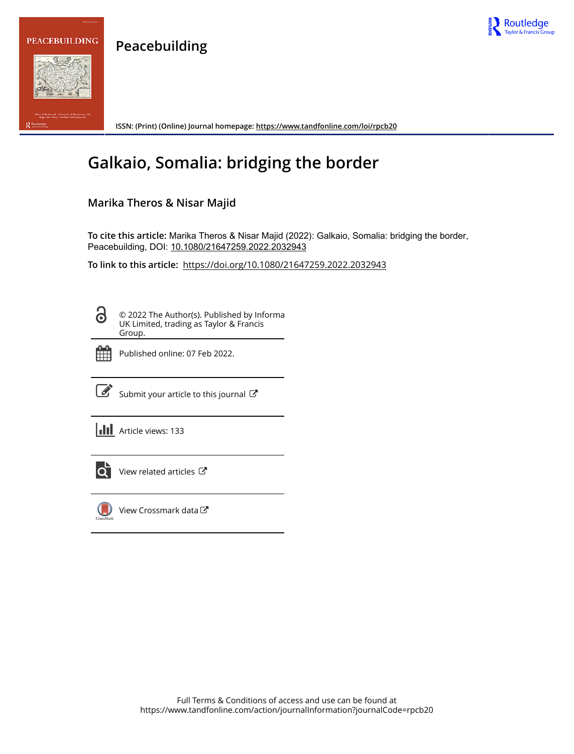# Peacebuilding

ISSN: (Print) (Online) Journal homepage: https://www.tandfonline.com/loi/rpcb20

# Galkaio, Somalia: bridging the border

## Marika Theros & Nisar Majid

**To cite this article:** Marika Theros & Nisar Majid (2022): Galkaio, Somalia: bridging the border, Peacebuilding, DOI: 10.1080/21647259.2022.2032943

**To link to this article:** https://doi.org/10.1080/21647259.2022.2032943

© 2022 The Author(s). Published by Informa UK Limited, trading as Taylor & Francis Group.

Published online: 07 Feb 2022.

Submit your article to this journal

Article views: 133

View related articles

View Crossmark data

Full Terms & Conditions of access and use can be found at https://www.tandfonline.com/action/journalInformation?journalCode=rpcb20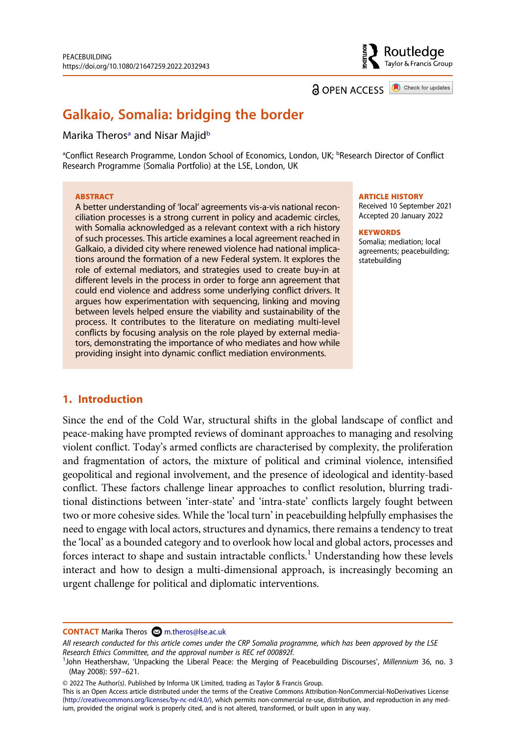# Galkaio, Somalia: bridging the border

Marika Theros[a] and Nisar Majid[b]

[a]Conflict Research Programme, London School of Economics, London, UK; [b]Research Director of Conflict Research Programme (Somalia Portfolio) at the LSE, London, UK

**ABSTRACT**

A better understanding of 'local' agreements vis-a-vis national reconciliation processes is a strong current in policy and academic circles, with Somalia acknowledged as a relevant context with a rich history of such processes. This article examines a local agreement reached in Galkaio, a divided city where renewed violence had national implications around the formation of a new Federal system. It explores the role of external mediators, and strategies used to create buy-in at different levels in the process in order to forge ann agreement that could end violence and address some underlying conflict drivers. It argues how experimentation with sequencing, linking and moving between levels helped ensure the viability and sustainability of the process. It contributes to the literature on mediating multi-level conflicts by focusing analysis on the role played by external mediators, demonstrating the importance of who mediates and how while providing insight into dynamic conflict mediation environments.

**ARTICLE HISTORY**

Received 10 September 2021
Accepted 20 January 2022

**KEYWORDS**

Somalia; mediation; local agreements; peacebuilding; statebuilding

## 1. Introduction

Since the end of the Cold War, structural shifts in the global landscape of conflict and peace-making have prompted reviews of dominant approaches to managing and resolving violent conflict. Today's armed conflicts are characterised by complexity, the proliferation and fragmentation of actors, the mixture of political and criminal violence, intensified geopolitical and regional involvement, and the presence of ideological and identity-based conflict. These factors challenge linear approaches to conflict resolution, blurring traditional distinctions between 'inter-state' and 'intra-state' conflicts largely fought between two or more cohesive sides. While the 'local turn' in peacebuilding helpfully emphasises the need to engage with local actors, structures and dynamics, there remains a tendency to treat the 'local' as a bounded category and to overlook how local and global actors, processes and forces interact to shape and sustain intractable conflicts.[1] Understanding how these levels interact and how to design a multi-dimensional approach, is increasingly becoming an urgent challenge for political and diplomatic interventions.

---

**CONTACT** Marika Theros m.theros@lse.ac.uk

*All research conducted for this article comes under the CRP Somalia programme, which has been approved by the LSE Research Ethics Committee, and the approval number is REC ref 000892f.*

[1]John Heathershaw, 'Unpacking the Liberal Peace: the Merging of Peacebuilding Discourses', *Millennium* 36, no. 3 (May 2008): 597–621.

© 2022 The Author(s). Published by Informa UK Limited, trading as Taylor & Francis Group.
This is an Open Access article distributed under the terms of the Creative Commons Attribution-NonCommercial-NoDerivatives License (http://creativecommons.org/licenses/by-nc-nd/4.0/), which permits non-commercial re-use, distribution, and reproduction in any medium, provided the original work is properly cited, and is not altered, transformed, or built upon in any way.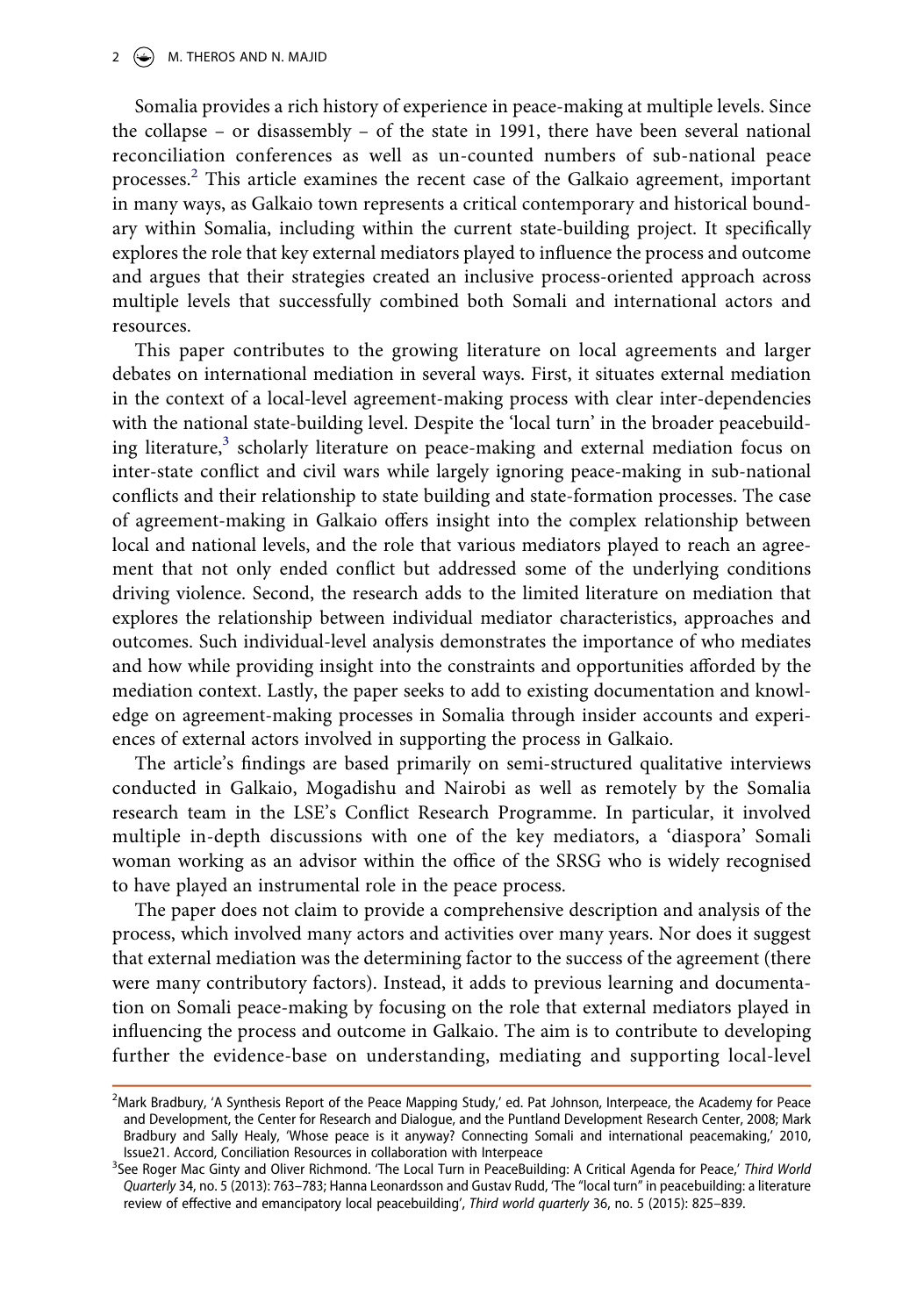Somalia provides a rich history of experience in peace-making at multiple levels. Since the collapse – or disassembly – of the state in 1991, there have been several national reconciliation conferences as well as un-counted numbers of sub-national peace processes.[2] This article examines the recent case of the Galkaio agreement, important in many ways, as Galkaio town represents a critical contemporary and historical boundary within Somalia, including within the current state-building project. It specifically explores the role that key external mediators played to influence the process and outcome and argues that their strategies created an inclusive process-oriented approach across multiple levels that successfully combined both Somali and international actors and resources.

This paper contributes to the growing literature on local agreements and larger debates on international mediation in several ways. First, it situates external mediation in the context of a local-level agreement-making process with clear inter-dependencies with the national state-building level. Despite the 'local turn' in the broader peacebuilding literature,[3] scholarly literature on peace-making and external mediation focus on inter-state conflict and civil wars while largely ignoring peace-making in sub-national conflicts and their relationship to state building and state-formation processes. The case of agreement-making in Galkaio offers insight into the complex relationship between local and national levels, and the role that various mediators played to reach an agreement that not only ended conflict but addressed some of the underlying conditions driving violence. Second, the research adds to the limited literature on mediation that explores the relationship between individual mediator characteristics, approaches and outcomes. Such individual-level analysis demonstrates the importance of who mediates and how while providing insight into the constraints and opportunities afforded by the mediation context. Lastly, the paper seeks to add to existing documentation and knowledge on agreement-making processes in Somalia through insider accounts and experiences of external actors involved in supporting the process in Galkaio.

The article's findings are based primarily on semi-structured qualitative interviews conducted in Galkaio, Mogadishu and Nairobi as well as remotely by the Somalia research team in the LSE's Conflict Research Programme. In particular, it involved multiple in-depth discussions with one of the key mediators, a 'diaspora' Somali woman working as an advisor within the office of the SRSG who is widely recognised to have played an instrumental role in the peace process.

The paper does not claim to provide a comprehensive description and analysis of the process, which involved many actors and activities over many years. Nor does it suggest that external mediation was the determining factor to the success of the agreement (there were many contributory factors). Instead, it adds to previous learning and documentation on Somali peace-making by focusing on the role that external mediators played in influencing the process and outcome in Galkaio. The aim is to contribute to developing further the evidence-base on understanding, mediating and supporting local-level

[2] Mark Bradbury, 'A Synthesis Report of the Peace Mapping Study,' ed. Pat Johnson, Interpeace, the Academy for Peace and Development, the Center for Research and Dialogue, and the Puntland Development Research Center, 2008; Mark Bradbury and Sally Healy, 'Whose peace is it anyway? Connecting Somali and international peacemaking,' 2010, Issue21. Accord, Conciliation Resources in collaboration with Interpeace

[3] See Roger Mac Ginty and Oliver Richmond. 'The Local Turn in PeaceBuilding: A Critical Agenda for Peace,' *Third World Quarterly* 34, no. 5 (2013): 763–783; Hanna Leonardsson and Gustav Rudd, 'The "local turn" in peacebuilding: a literature review of effective and emancipatory local peacebuilding', *Third world quarterly* 36, no. 5 (2015): 825–839.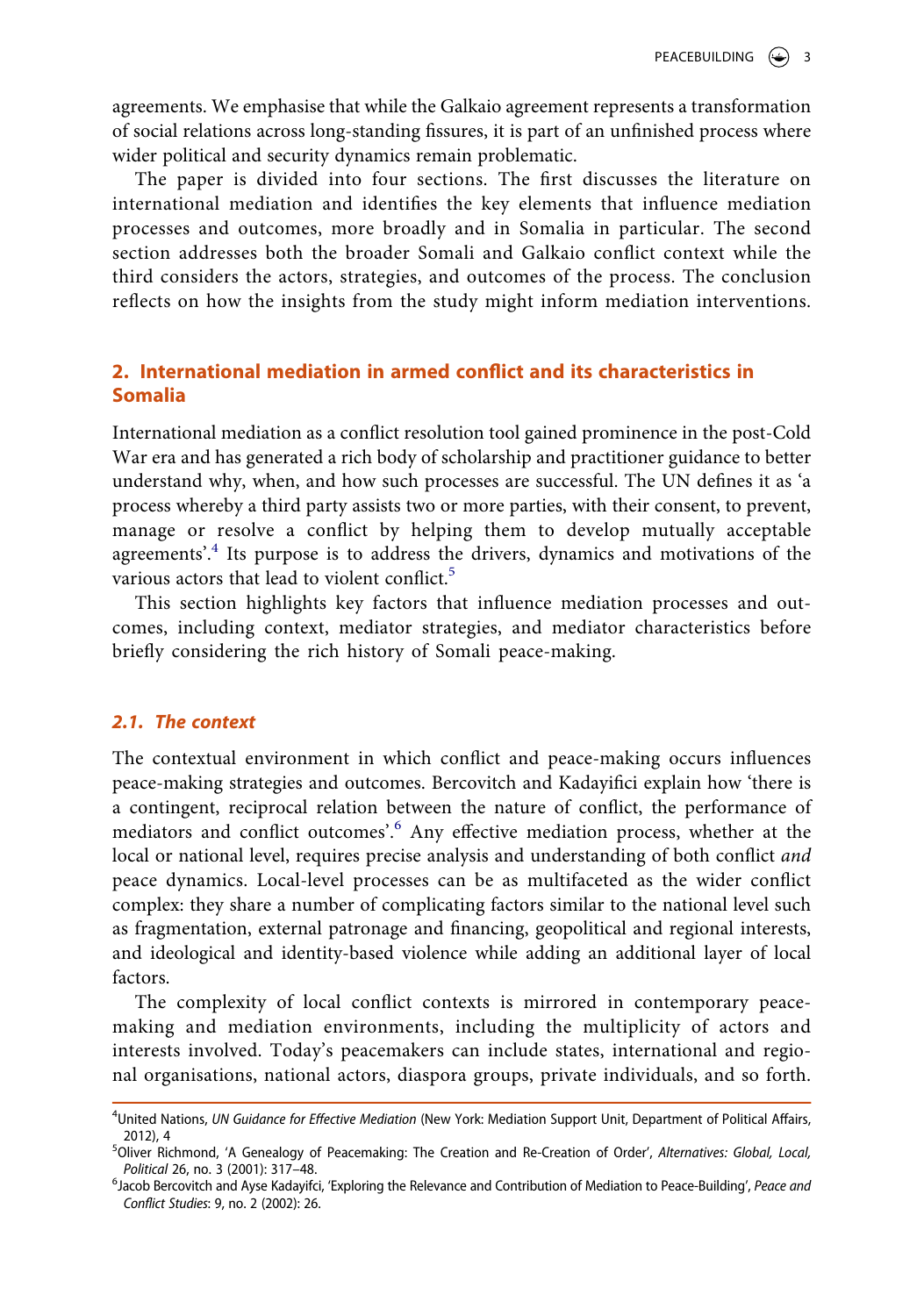agreements. We emphasise that while the Galkaio agreement represents a transformation of social relations across long-standing fissures, it is part of an unfinished process where wider political and security dynamics remain problematic.

The paper is divided into four sections. The first discusses the literature on international mediation and identifies the key elements that influence mediation processes and outcomes, more broadly and in Somalia in particular. The second section addresses both the broader Somali and Galkaio conflict context while the third considers the actors, strategies, and outcomes of the process. The conclusion reflects on how the insights from the study might inform mediation interventions.

## 2. International mediation in armed conflict and its characteristics in Somalia

International mediation as a conflict resolution tool gained prominence in the post-Cold War era and has generated a rich body of scholarship and practitioner guidance to better understand why, when, and how such processes are successful. The UN defines it as 'a process whereby a third party assists two or more parties, with their consent, to prevent, manage or resolve a conflict by helping them to develop mutually acceptable agreements'.[4] Its purpose is to address the drivers, dynamics and motivations of the various actors that lead to violent conflict.[5]

This section highlights key factors that influence mediation processes and outcomes, including context, mediator strategies, and mediator characteristics before briefly considering the rich history of Somali peace-making.

### *2.1. The context*

The contextual environment in which conflict and peace-making occurs influences peace-making strategies and outcomes. Bercovitch and Kadayifici explain how 'there is a contingent, reciprocal relation between the nature of conflict, the performance of mediators and conflict outcomes'.[6] Any effective mediation process, whether at the local or national level, requires precise analysis and understanding of both conflict *and* peace dynamics. Local-level processes can be as multifaceted as the wider conflict complex: they share a number of complicating factors similar to the national level such as fragmentation, external patronage and financing, geopolitical and regional interests, and ideological and identity-based violence while adding an additional layer of local factors.

The complexity of local conflict contexts is mirrored in contemporary peace-making and mediation environments, including the multiplicity of actors and interests involved. Today's peacemakers can include states, international and regional organisations, national actors, diaspora groups, private individuals, and so forth.

[4] United Nations, *UN Guidance for Effective Mediation* (New York: Mediation Support Unit, Department of Political Affairs, 2012), 4

[5] Oliver Richmond, 'A Genealogy of Peacemaking: The Creation and Re-Creation of Order', *Alternatives: Global, Local, Political* 26, no. 3 (2001): 317–48.

[6] Jacob Bercovitch and Ayse Kadayifci, 'Exploring the Relevance and Contribution of Mediation to Peace-Building', *Peace and Conflict Studies*: 9, no. 2 (2002): 26.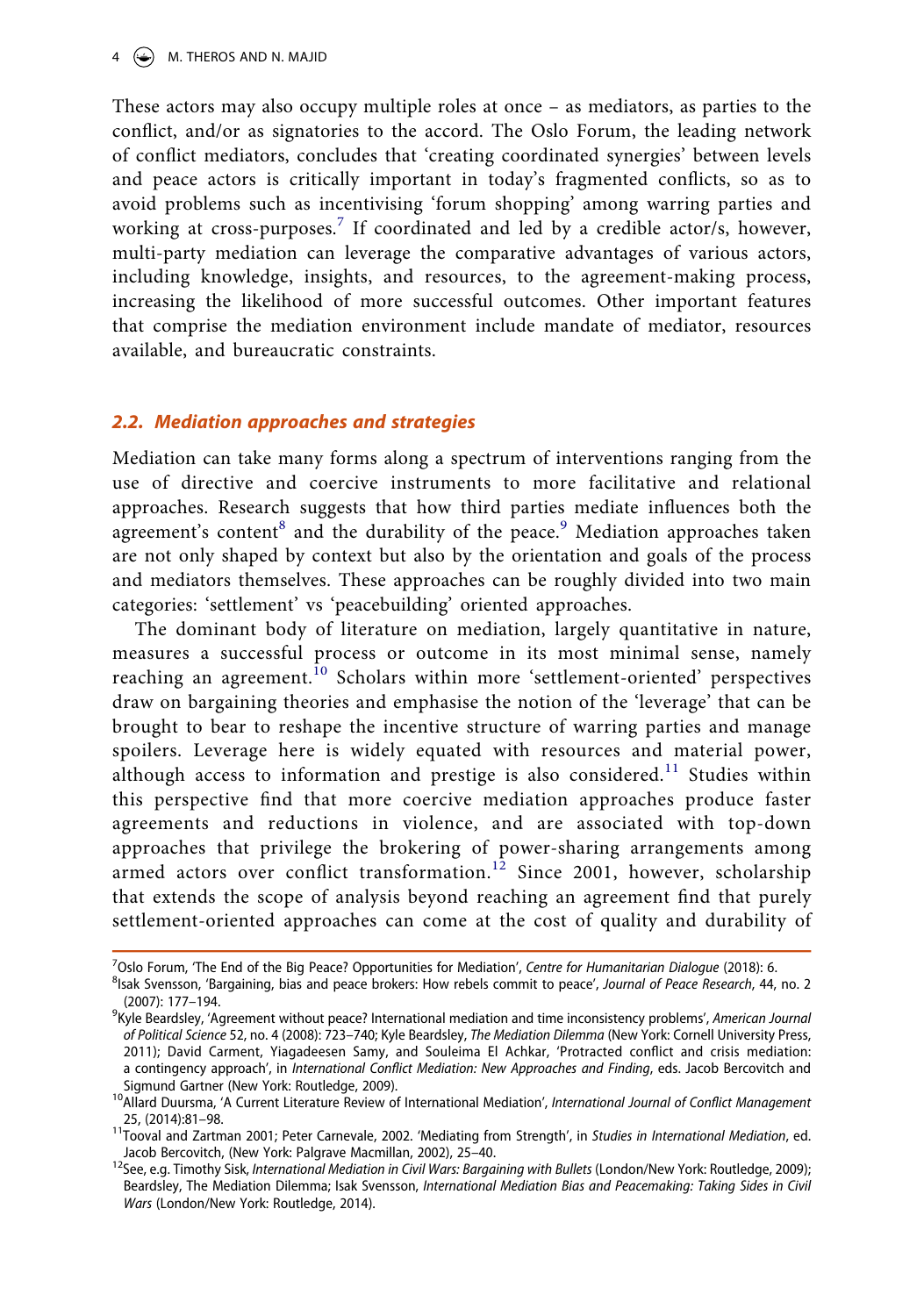These actors may also occupy multiple roles at once – as mediators, as parties to the conflict, and/or as signatories to the accord. The Oslo Forum, the leading network of conflict mediators, concludes that 'creating coordinated synergies' between levels and peace actors is critically important in today's fragmented conflicts, so as to avoid problems such as incentivising 'forum shopping' among warring parties and working at cross-purposes.[7] If coordinated and led by a credible actor/s, however, multi-party mediation can leverage the comparative advantages of various actors, including knowledge, insights, and resources, to the agreement-making process, increasing the likelihood of more successful outcomes. Other important features that comprise the mediation environment include mandate of mediator, resources available, and bureaucratic constraints.

## *2.2. Mediation approaches and strategies*

Mediation can take many forms along a spectrum of interventions ranging from the use of directive and coercive instruments to more facilitative and relational approaches. Research suggests that how third parties mediate influences both the agreement's content[8] and the durability of the peace.[9] Mediation approaches taken are not only shaped by context but also by the orientation and goals of the process and mediators themselves. These approaches can be roughly divided into two main categories: 'settlement' vs 'peacebuilding' oriented approaches.

The dominant body of literature on mediation, largely quantitative in nature, measures a successful process or outcome in its most minimal sense, namely reaching an agreement.[10] Scholars within more 'settlement-oriented' perspectives draw on bargaining theories and emphasise the notion of the 'leverage' that can be brought to bear to reshape the incentive structure of warring parties and manage spoilers. Leverage here is widely equated with resources and material power, although access to information and prestige is also considered.[11] Studies within this perspective find that more coercive mediation approaches produce faster agreements and reductions in violence, and are associated with top-down approaches that privilege the brokering of power-sharing arrangements among armed actors over conflict transformation.[12] Since 2001, however, scholarship that extends the scope of analysis beyond reaching an agreement find that purely settlement-oriented approaches can come at the cost of quality and durability of

[7] Oslo Forum, 'The End of the Big Peace? Opportunities for Mediation', *Centre for Humanitarian Dialogue* (2018): 6.

[8] Isak Svensson, 'Bargaining, bias and peace brokers: How rebels commit to peace', *Journal of Peace Research*, 44, no. 2 (2007): 177–194.

[9] Kyle Beardsley, 'Agreement without peace? International mediation and time inconsistency problems', *American Journal of Political Science* 52, no. 4 (2008): 723–740; Kyle Beardsley, *The Mediation Dilemma* (New York: Cornell University Press, 2011); David Carment, Yiagadeesen Samy, and Souleima El Achkar, 'Protracted conflict and crisis mediation: a contingency approach', in *International Conflict Mediation: New Approaches and Finding*, eds. Jacob Bercovitch and Sigmund Gartner (New York: Routledge, 2009).

[10] Allard Duursma, 'A Current Literature Review of International Mediation', *International Journal of Conflict Management* 25, (2014):81–98.

[11] Tooval and Zartman 2001; Peter Carnevale, 2002. 'Mediating from Strength', in *Studies in International Mediation*, ed. Jacob Bercovitch, (New York: Palgrave Macmillan, 2002), 25–40.

[12] See, e.g. Timothy Sisk, *International Mediation in Civil Wars: Bargaining with Bullets* (London/New York: Routledge, 2009); Beardsley, The Mediation Dilemma; Isak Svensson, *International Mediation Bias and Peacemaking: Taking Sides in Civil Wars* (London/New York: Routledge, 2014).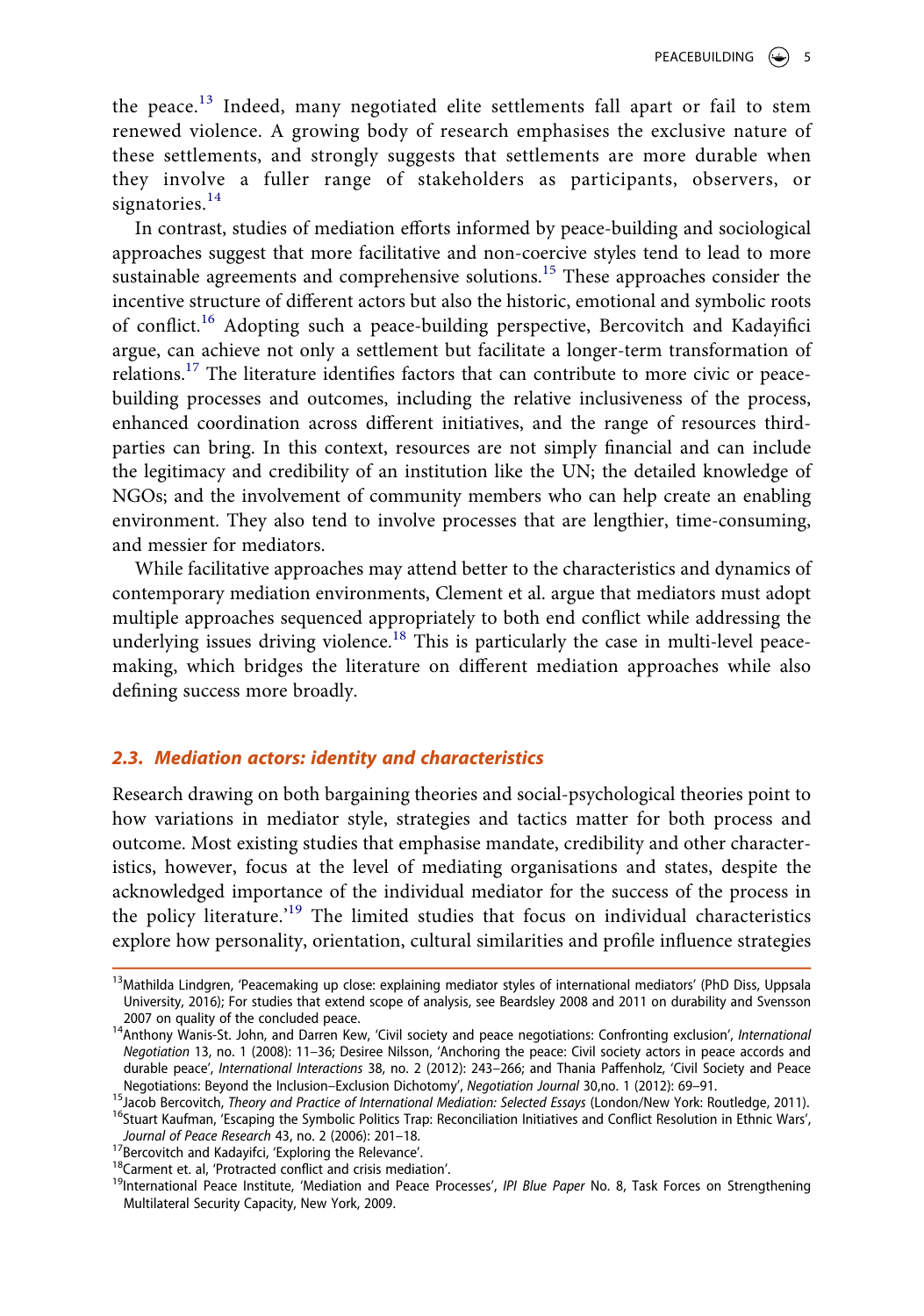the peace.[13] Indeed, many negotiated elite settlements fall apart or fail to stem renewed violence. A growing body of research emphasises the exclusive nature of these settlements, and strongly suggests that settlements are more durable when they involve a fuller range of stakeholders as participants, observers, or signatories.[14]

In contrast, studies of mediation efforts informed by peace-building and sociological approaches suggest that more facilitative and non-coercive styles tend to lead to more sustainable agreements and comprehensive solutions.[15] These approaches consider the incentive structure of different actors but also the historic, emotional and symbolic roots of conflict.[16] Adopting such a peace-building perspective, Bercovitch and Kadayifici argue, can achieve not only a settlement but facilitate a longer-term transformation of relations.[17] The literature identifies factors that can contribute to more civic or peace-building processes and outcomes, including the relative inclusiveness of the process, enhanced coordination across different initiatives, and the range of resources third-parties can bring. In this context, resources are not simply financial and can include the legitimacy and credibility of an institution like the UN; the detailed knowledge of NGOs; and the involvement of community members who can help create an enabling environment. They also tend to involve processes that are lengthier, time-consuming, and messier for mediators.

While facilitative approaches may attend better to the characteristics and dynamics of contemporary mediation environments, Clement et al. argue that mediators must adopt multiple approaches sequenced appropriately to both end conflict while addressing the underlying issues driving violence.[18] This is particularly the case in multi-level peace-making, which bridges the literature on different mediation approaches while also defining success more broadly.

### *2.3. Mediation actors: identity and characteristics*

Research drawing on both bargaining theories and social-psychological theories point to how variations in mediator style, strategies and tactics matter for both process and outcome. Most existing studies that emphasise mandate, credibility and other characteristics, however, focus at the level of mediating organisations and states, despite the acknowledged importance of the individual mediator for the success of the process in the policy literature.'[19] The limited studies that focus on individual characteristics explore how personality, orientation, cultural similarities and profile influence strategies

---

[13] Mathilda Lindgren, 'Peacemaking up close: explaining mediator styles of international mediators' (PhD Diss, Uppsala University, 2016); For studies that extend scope of analysis, see Beardsley 2008 and 2011 on durability and Svensson 2007 on quality of the concluded peace.

[14] Anthony Wanis-St. John, and Darren Kew, 'Civil society and peace negotiations: Confronting exclusion', *International Negotiation* 13, no. 1 (2008): 11–36; Desiree Nilsson, 'Anchoring the peace: Civil society actors in peace accords and durable peace', *International Interactions* 38, no. 2 (2012): 243–266; and Thania Paffenholz, 'Civil Society and Peace Negotiations: Beyond the Inclusion–Exclusion Dichotomy', *Negotiation Journal* 30,no. 1 (2012): 69–91.

[15] Jacob Bercovitch, *Theory and Practice of International Mediation: Selected Essays* (London/New York: Routledge, 2011).

[16] Stuart Kaufman, 'Escaping the Symbolic Politics Trap: Reconciliation Initiatives and Conflict Resolution in Ethnic Wars', *Journal of Peace Research* 43, no. 2 (2006): 201–18.

[17] Bercovitch and Kadayifci, 'Exploring the Relevance'.

[18] Carment et. al, 'Protracted conflict and crisis mediation'.

[19] International Peace Institute, 'Mediation and Peace Processes', *IPI Blue Paper* No. 8, Task Forces on Strengthening Multilateral Security Capacity, New York, 2009.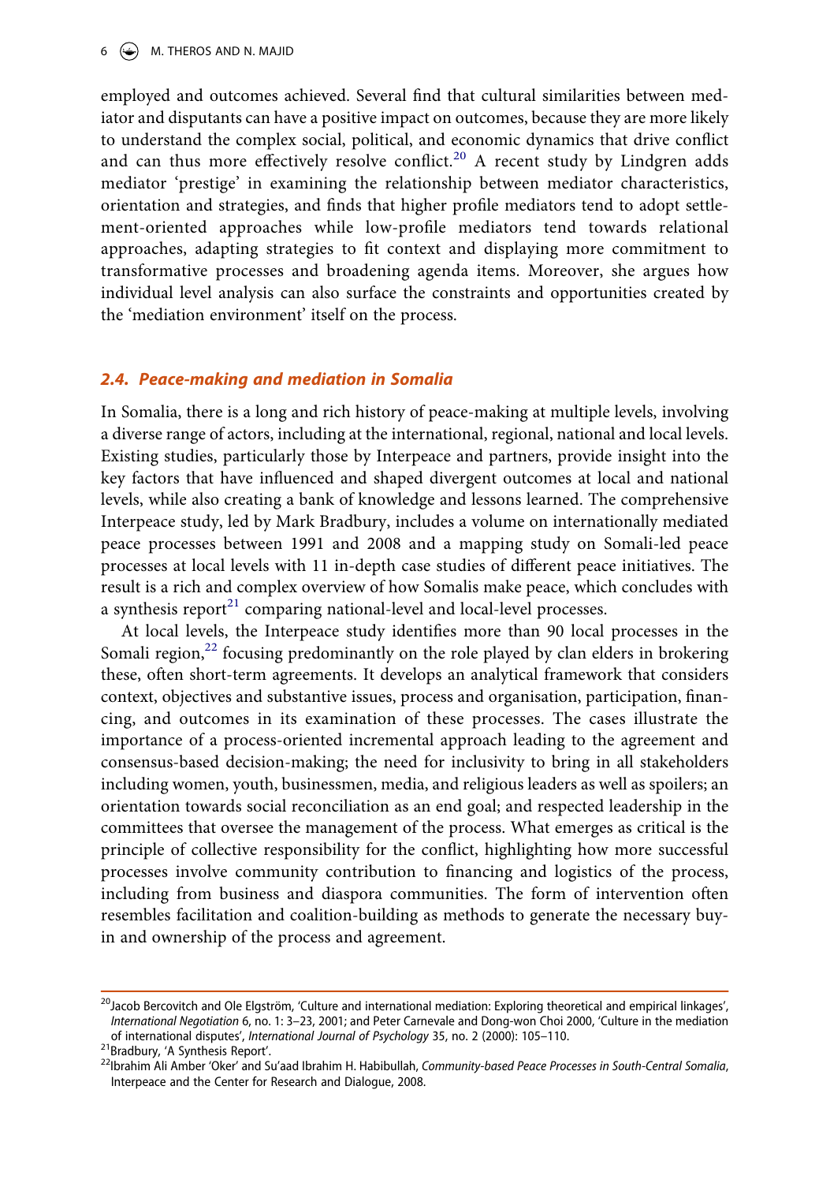employed and outcomes achieved. Several find that cultural similarities between mediator and disputants can have a positive impact on outcomes, because they are more likely to understand the complex social, political, and economic dynamics that drive conflict and can thus more effectively resolve conflict.[20] A recent study by Lindgren adds mediator 'prestige' in examining the relationship between mediator characteristics, orientation and strategies, and finds that higher profile mediators tend to adopt settlement-oriented approaches while low-profile mediators tend towards relational approaches, adapting strategies to fit context and displaying more commitment to transformative processes and broadening agenda items. Moreover, she argues how individual level analysis can also surface the constraints and opportunities created by the 'mediation environment' itself on the process.

### 2.4. Peace-making and mediation in Somalia

In Somalia, there is a long and rich history of peace-making at multiple levels, involving a diverse range of actors, including at the international, regional, national and local levels. Existing studies, particularly those by Interpeace and partners, provide insight into the key factors that have influenced and shaped divergent outcomes at local and national levels, while also creating a bank of knowledge and lessons learned. The comprehensive Interpeace study, led by Mark Bradbury, includes a volume on internationally mediated peace processes between 1991 and 2008 and a mapping study on Somali-led peace processes at local levels with 11 in-depth case studies of different peace initiatives. The result is a rich and complex overview of how Somalis make peace, which concludes with a synthesis report[21] comparing national-level and local-level processes.

At local levels, the Interpeace study identifies more than 90 local processes in the Somali region,[22] focusing predominantly on the role played by clan elders in brokering these, often short-term agreements. It develops an analytical framework that considers context, objectives and substantive issues, process and organisation, participation, financing, and outcomes in its examination of these processes. The cases illustrate the importance of a process-oriented incremental approach leading to the agreement and consensus-based decision-making; the need for inclusivity to bring in all stakeholders including women, youth, businessmen, media, and religious leaders as well as spoilers; an orientation towards social reconciliation as an end goal; and respected leadership in the committees that oversee the management of the process. What emerges as critical is the principle of collective responsibility for the conflict, highlighting how more successful processes involve community contribution to financing and logistics of the process, including from business and diaspora communities. The form of intervention often resembles facilitation and coalition-building as methods to generate the necessary buy-in and ownership of the process and agreement.

---

[20] Jacob Bercovitch and Ole Elgström, 'Culture and international mediation: Exploring theoretical and empirical linkages', *International Negotiation* 6, no. 1: 3–23, 2001; and Peter Carnevale and Dong-won Choi 2000, 'Culture in the mediation of international disputes', *International Journal of Psychology* 35, no. 2 (2000): 105–110.

[21] Bradbury, 'A Synthesis Report'.

[22] Ibrahim Ali Amber 'Oker' and Su'aad Ibrahim H. Habibullah, *Community-based Peace Processes in South-Central Somalia*, Interpeace and the Center for Research and Dialogue, 2008.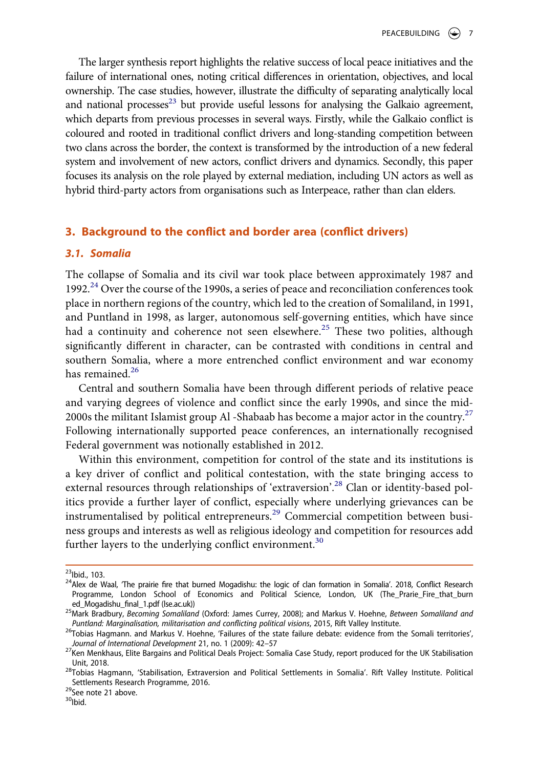The larger synthesis report highlights the relative success of local peace initiatives and the failure of international ones, noting critical differences in orientation, objectives, and local ownership. The case studies, however, illustrate the difficulty of separating analytically local and national processes[23] but provide useful lessons for analysing the Galkaio agreement, which departs from previous processes in several ways. Firstly, while the Galkaio conflict is coloured and rooted in traditional conflict drivers and long-standing competition between two clans across the border, the context is transformed by the introduction of a new federal system and involvement of new actors, conflict drivers and dynamics. Secondly, this paper focuses its analysis on the role played by external mediation, including UN actors as well as hybrid third-party actors from organisations such as Interpeace, rather than clan elders.

## 3. Background to the conflict and border area (conflict drivers)

### 3.1. Somalia

The collapse of Somalia and its civil war took place between approximately 1987 and 1992.[24] Over the course of the 1990s, a series of peace and reconciliation conferences took place in northern regions of the country, which led to the creation of Somaliland, in 1991, and Puntland in 1998, as larger, autonomous self-governing entities, which have since had a continuity and coherence not seen elsewhere.[25] These two polities, although significantly different in character, can be contrasted with conditions in central and southern Somalia, where a more entrenched conflict environment and war economy has remained.[26]

Central and southern Somalia have been through different periods of relative peace and varying degrees of violence and conflict since the early 1990s, and since the mid-2000s the militant Islamist group Al -Shabaab has become a major actor in the country.[27] Following internationally supported peace conferences, an internationally recognised Federal government was notionally established in 2012.

Within this environment, competition for control of the state and its institutions is a key driver of conflict and political contestation, with the state bringing access to external resources through relationships of 'extraversion'.[28] Clan or identity-based politics provide a further layer of conflict, especially where underlying grievances can be instrumentalised by political entrepreneurs.[29] Commercial competition between business groups and interests as well as religious ideology and competition for resources add further layers to the underlying conflict environment.[30]

---

[23]Ibid., 103.

[24]Alex de Waal, 'The prairie fire that burned Mogadishu: the logic of clan formation in Somalia'. 2018, Conflict Research Programme, London School of Economics and Political Science, London, UK (The_Prarie_Fire_that_burned_Mogadishu_final_1.pdf (lse.ac.uk))

[25]Mark Bradbury, *Becoming Somaliland* (Oxford: James Currey, 2008); and Markus V. Hoehne, *Between Somaliland and Puntland: Marginalisation, militarisation and conflicting political visions*, 2015, Rift Valley Institute.

[26]Tobias Hagmann. and Markus V. Hoehne, 'Failures of the state failure debate: evidence from the Somali territories', *Journal of International Development* 21, no. 1 (2009): 42–57

[27]Ken Menkhaus, Elite Bargains and Political Deals Project: Somalia Case Study, report produced for the UK Stabilisation Unit, 2018.

[28]Tobias Hagmann, 'Stabilisation, Extraversion and Political Settlements in Somalia'. Rift Valley Institute. Political Settlements Research Programme, 2016.

[29]See note 21 above.

[30]Ibid.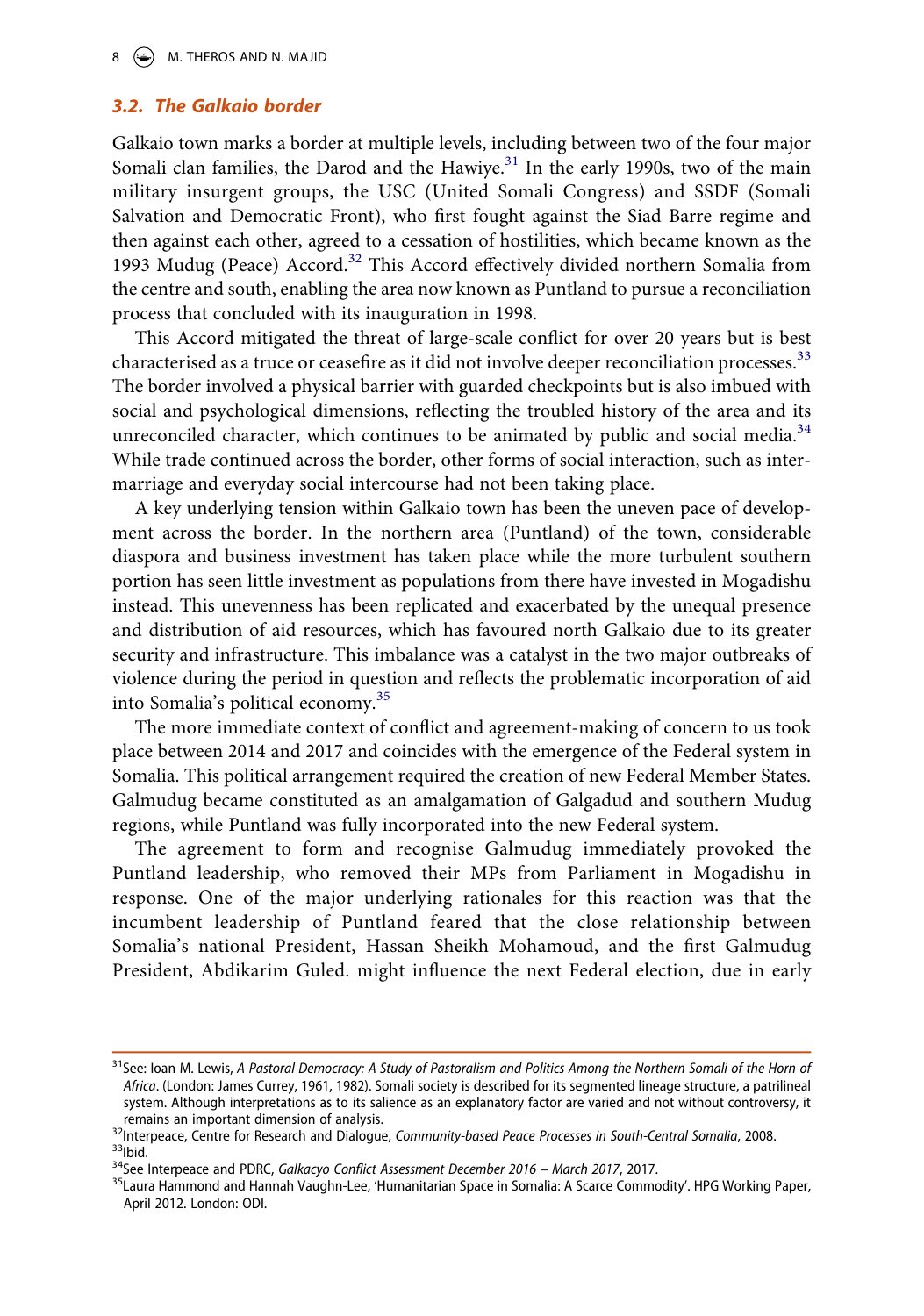### 3.2. The Galkaio border

Galkaio town marks a border at multiple levels, including between two of the four major Somali clan families, the Darod and the Hawiye.[31] In the early 1990s, two of the main military insurgent groups, the USC (United Somali Congress) and SSDF (Somali Salvation and Democratic Front), who first fought against the Siad Barre regime and then against each other, agreed to a cessation of hostilities, which became known as the 1993 Mudug (Peace) Accord.[32] This Accord effectively divided northern Somalia from the centre and south, enabling the area now known as Puntland to pursue a reconciliation process that concluded with its inauguration in 1998.

This Accord mitigated the threat of large-scale conflict for over 20 years but is best characterised as a truce or ceasefire as it did not involve deeper reconciliation processes.[33] The border involved a physical barrier with guarded checkpoints but is also imbued with social and psychological dimensions, reflecting the troubled history of the area and its unreconciled character, which continues to be animated by public and social media.[34] While trade continued across the border, other forms of social interaction, such as intermarriage and everyday social intercourse had not been taking place.

A key underlying tension within Galkaio town has been the uneven pace of development across the border. In the northern area (Puntland) of the town, considerable diaspora and business investment has taken place while the more turbulent southern portion has seen little investment as populations from there have invested in Mogadishu instead. This unevenness has been replicated and exacerbated by the unequal presence and distribution of aid resources, which has favoured north Galkaio due to its greater security and infrastructure. This imbalance was a catalyst in the two major outbreaks of violence during the period in question and reflects the problematic incorporation of aid into Somalia's political economy.[35]

The more immediate context of conflict and agreement-making of concern to us took place between 2014 and 2017 and coincides with the emergence of the Federal system in Somalia. This political arrangement required the creation of new Federal Member States. Galmudug became constituted as an amalgamation of Galgadud and southern Mudug regions, while Puntland was fully incorporated into the new Federal system.

The agreement to form and recognise Galmudug immediately provoked the Puntland leadership, who removed their MPs from Parliament in Mogadishu in response. One of the major underlying rationales for this reaction was that the incumbent leadership of Puntland feared that the close relationship between Somalia's national President, Hassan Sheikh Mohamoud, and the first Galmudug President, Abdikarim Guled. might influence the next Federal election, due in early

---

[31] See: Ioan M. Lewis, *A Pastoral Democracy: A Study of Pastoralism and Politics Among the Northern Somali of the Horn of Africa*. (London: James Currey, 1961, 1982). Somali society is described for its segmented lineage structure, a patrilineal system. Although interpretations as to its salience as an explanatory factor are varied and not without controversy, it remains an important dimension of analysis.

[32] Interpeace, Centre for Research and Dialogue, *Community-based Peace Processes in South-Central Somalia*, 2008.

[33] Ibid.

[34] See Interpeace and PDRC, *Galkacyo Conflict Assessment December 2016 – March 2017*, 2017.

[35] Laura Hammond and Hannah Vaughn-Lee, 'Humanitarian Space in Somalia: A Scarce Commodity'. HPG Working Paper, April 2012. London: ODI.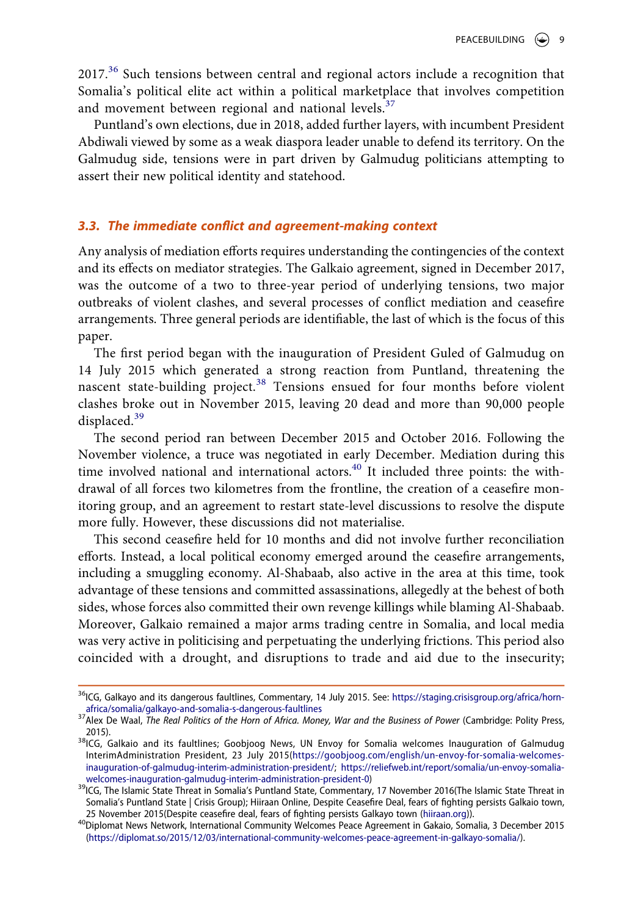2017.[36] Such tensions between central and regional actors include a recognition that Somalia's political elite act within a political marketplace that involves competition and movement between regional and national levels.[37]

Puntland's own elections, due in 2018, added further layers, with incumbent President Abdiwali viewed by some as a weak diaspora leader unable to defend its territory. On the Galmudug side, tensions were in part driven by Galmudug politicians attempting to assert their new political identity and statehood.

### 3.3. The immediate conflict and agreement-making context

Any analysis of mediation efforts requires understanding the contingencies of the context and its effects on mediator strategies. The Galkaio agreement, signed in December 2017, was the outcome of a two to three-year period of underlying tensions, two major outbreaks of violent clashes, and several processes of conflict mediation and ceasefire arrangements. Three general periods are identifiable, the last of which is the focus of this paper.

The first period began with the inauguration of President Guled of Galmudug on 14 July 2015 which generated a strong reaction from Puntland, threatening the nascent state-building project.[38] Tensions ensued for four months before violent clashes broke out in November 2015, leaving 20 dead and more than 90,000 people displaced.[39]

The second period ran between December 2015 and October 2016. Following the November violence, a truce was negotiated in early December. Mediation during this time involved national and international actors.[40] It included three points: the withdrawal of all forces two kilometres from the frontline, the creation of a ceasefire monitoring group, and an agreement to restart state-level discussions to resolve the dispute more fully. However, these discussions did not materialise.

This second ceasefire held for 10 months and did not involve further reconciliation efforts. Instead, a local political economy emerged around the ceasefire arrangements, including a smuggling economy. Al-Shabaab, also active in the area at this time, took advantage of these tensions and committed assassinations, allegedly at the behest of both sides, whose forces also committed their own revenge killings while blaming Al-Shabaab. Moreover, Galkaio remained a major arms trading centre in Somalia, and local media was very active in politicising and perpetuating the underlying frictions. This period also coincided with a drought, and disruptions to trade and aid due to the insecurity;

---

[36] ICG, Galkayo and its dangerous faultlines, Commentary, 14 July 2015. See: https://staging.crisisgroup.org/africa/horn-africa/somalia/galkayo-and-somalia-s-dangerous-faultlines

[37] Alex De Waal, *The Real Politics of the Horn of Africa. Money, War and the Business of Power* (Cambridge: Polity Press, 2015).

[38] ICG, Galkaio and its faultlines; Goobjoog News, UN Envoy for Somalia welcomes Inauguration of Galmudug InterimAdministration President, 23 July 2015(https://goobjoog.com/english/un-envoy-for-somalia-welcomes-inauguration-of-galmudug-interim-administration-president/; https://reliefweb.int/report/somalia/un-envoy-somalia-welcomes-inauguration-galmudug-interim-administration-president-0)

[39] ICG, The Islamic State Threat in Somalia's Puntland State, Commentary, 17 November 2016(The Islamic State Threat in Somalia's Puntland State | Crisis Group); Hiiraan Online, Despite Ceasefire Deal, fears of fighting persists Galkaio town, 25 November 2015(Despite ceasefire deal, fears of fighting persists Galkayo town (hiiraan.org)).

[40] Diplomat News Network, International Community Welcomes Peace Agreement in Gakaio, Somalia, 3 December 2015 (https://diplomat.so/2015/12/03/international-community-welcomes-peace-agreement-in-galkayo-somalia/).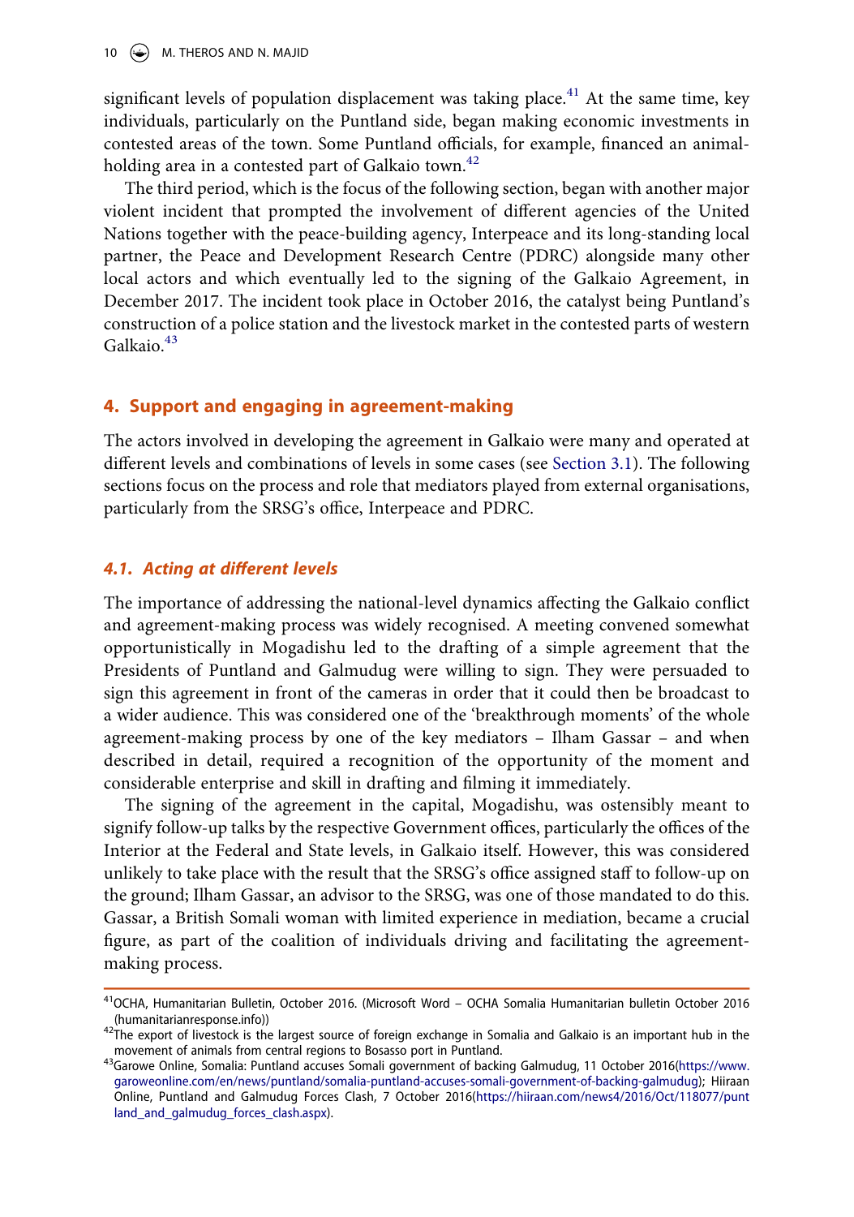significant levels of population displacement was taking place.[41] At the same time, key individuals, particularly on the Puntland side, began making economic investments in contested areas of the town. Some Puntland officials, for example, financed an animal-holding area in a contested part of Galkaio town.[42]

The third period, which is the focus of the following section, began with another major violent incident that prompted the involvement of different agencies of the United Nations together with the peace-building agency, Interpeace and its long-standing local partner, the Peace and Development Research Centre (PDRC) alongside many other local actors and which eventually led to the signing of the Galkaio Agreement, in December 2017. The incident took place in October 2016, the catalyst being Puntland's construction of a police station and the livestock market in the contested parts of western Galkaio.[43]

## 4. Support and engaging in agreement-making

The actors involved in developing the agreement in Galkaio were many and operated at different levels and combinations of levels in some cases (see Section 3.1). The following sections focus on the process and role that mediators played from external organisations, particularly from the SRSG's office, Interpeace and PDRC.

### *4.1. Acting at different levels*

The importance of addressing the national-level dynamics affecting the Galkaio conflict and agreement-making process was widely recognised. A meeting convened somewhat opportunistically in Mogadishu led to the drafting of a simple agreement that the Presidents of Puntland and Galmudug were willing to sign. They were persuaded to sign this agreement in front of the cameras in order that it could then be broadcast to a wider audience. This was considered one of the 'breakthrough moments' of the whole agreement-making process by one of the key mediators – Ilham Gassar – and when described in detail, required a recognition of the opportunity of the moment and considerable enterprise and skill in drafting and filming it immediately.

The signing of the agreement in the capital, Mogadishu, was ostensibly meant to signify follow-up talks by the respective Government offices, particularly the offices of the Interior at the Federal and State levels, in Galkaio itself. However, this was considered unlikely to take place with the result that the SRSG's office assigned staff to follow-up on the ground; Ilham Gassar, an advisor to the SRSG, was one of those mandated to do this. Gassar, a British Somali woman with limited experience in mediation, became a crucial figure, as part of the coalition of individuals driving and facilitating the agreement-making process.

[41] OCHA, Humanitarian Bulletin, October 2016. (Microsoft Word – OCHA Somalia Humanitarian bulletin October 2016 (humanitarianresponse.info))

[42] The export of livestock is the largest source of foreign exchange in Somalia and Galkaio is an important hub in the movement of animals from central regions to Bosasso port in Puntland.

[43] Garowe Online, Somalia: Puntland accuses Somali government of backing Galmudug, 11 October 2016(https://www.garoweonline.com/en/news/puntland/somalia-puntland-accuses-somali-government-of-backing-galmudug); Hiiraan Online, Puntland and Galmudug Forces Clash, 7 October 2016(https://hiiraan.com/news4/2016/Oct/118077/puntland_and_galmudug_forces_clash.aspx).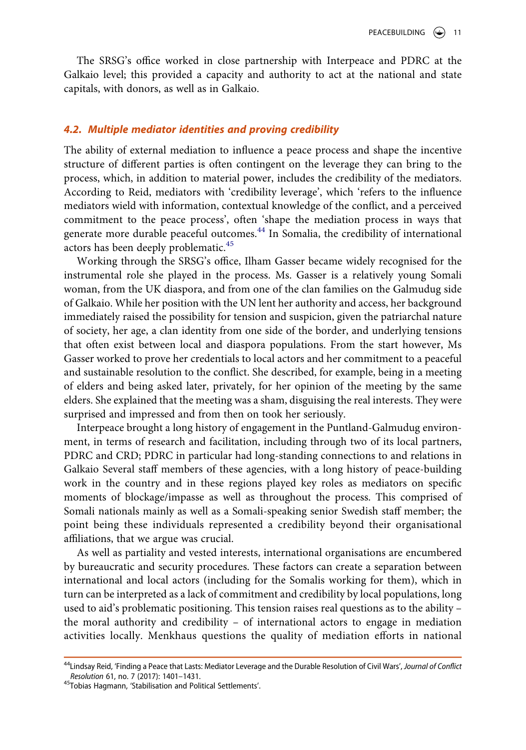The SRSG's office worked in close partnership with Interpeace and PDRC at the Galkaio level; this provided a capacity and authority to act at the national and state capitals, with donors, as well as in Galkaio.

### *4.2. Multiple mediator identities and proving credibility*

The ability of external mediation to influence a peace process and shape the incentive structure of different parties is often contingent on the leverage they can bring to the process, which, in addition to material power, includes the credibility of the mediators. According to Reid, mediators with 'credibility leverage', which 'refers to the influence mediators wield with information, contextual knowledge of the conflict, and a perceived commitment to the peace process', often 'shape the mediation process in ways that generate more durable peaceful outcomes.[44] In Somalia, the credibility of international actors has been deeply problematic.[45]

Working through the SRSG's office, Ilham Gasser became widely recognised for the instrumental role she played in the process. Ms. Gasser is a relatively young Somali woman, from the UK diaspora, and from one of the clan families on the Galmudug side of Galkaio. While her position with the UN lent her authority and access, her background immediately raised the possibility for tension and suspicion, given the patriarchal nature of society, her age, a clan identity from one side of the border, and underlying tensions that often exist between local and diaspora populations. From the start however, Ms Gasser worked to prove her credentials to local actors and her commitment to a peaceful and sustainable resolution to the conflict. She described, for example, being in a meeting of elders and being asked later, privately, for her opinion of the meeting by the same elders. She explained that the meeting was a sham, disguising the real interests. They were surprised and impressed and from then on took her seriously.

Interpeace brought a long history of engagement in the Puntland-Galmudug environment, in terms of research and facilitation, including through two of its local partners, PDRC and CRD; PDRC in particular had long-standing connections to and relations in Galkaio Several staff members of these agencies, with a long history of peace-building work in the country and in these regions played key roles as mediators on specific moments of blockage/impasse as well as throughout the process. This comprised of Somali nationals mainly as well as a Somali-speaking senior Swedish staff member; the point being these individuals represented a credibility beyond their organisational affiliations, that we argue was crucial.

As well as partiality and vested interests, international organisations are encumbered by bureaucratic and security procedures. These factors can create a separation between international and local actors (including for the Somalis working for them), which in turn can be interpreted as a lack of commitment and credibility by local populations, long used to aid's problematic positioning. This tension raises real questions as to the ability – the moral authority and credibility – of international actors to engage in mediation activities locally. Menkhaus questions the quality of mediation efforts in national

---

[44] Lindsay Reid, 'Finding a Peace that Lasts: Mediator Leverage and the Durable Resolution of Civil Wars', *Journal of Conflict Resolution* 61, no. 7 (2017): 1401–1431.

[45] Tobias Hagmann, 'Stabilisation and Political Settlements'.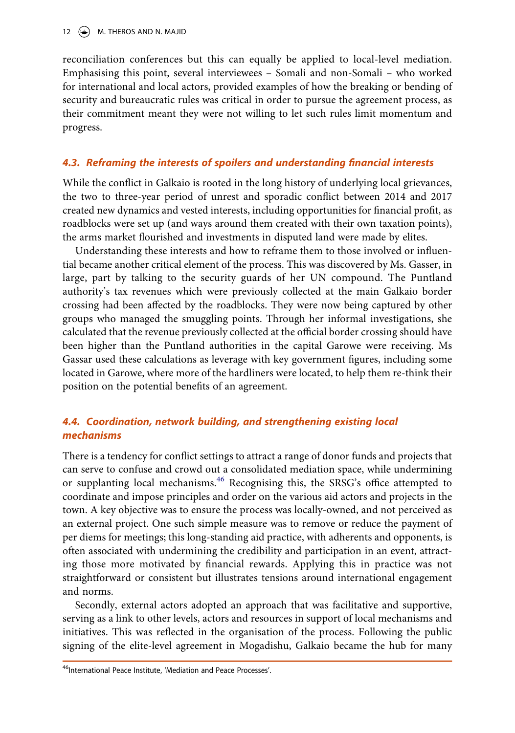reconciliation conferences but this can equally be applied to local-level mediation. Emphasising this point, several interviewees – Somali and non-Somali – who worked for international and local actors, provided examples of how the breaking or bending of security and bureaucratic rules was critical in order to pursue the agreement process, as their commitment meant they were not willing to let such rules limit momentum and progress.

### 4.3. Reframing the interests of spoilers and understanding financial interests

While the conflict in Galkaio is rooted in the long history of underlying local grievances, the two to three-year period of unrest and sporadic conflict between 2014 and 2017 created new dynamics and vested interests, including opportunities for financial profit, as roadblocks were set up (and ways around them created with their own taxation points), the arms market flourished and investments in disputed land were made by elites.

Understanding these interests and how to reframe them to those involved or influential became another critical element of the process. This was discovered by Ms. Gasser, in large, part by talking to the security guards of her UN compound. The Puntland authority's tax revenues which were previously collected at the main Galkaio border crossing had been affected by the roadblocks. They were now being captured by other groups who managed the smuggling points. Through her informal investigations, she calculated that the revenue previously collected at the official border crossing should have been higher than the Puntland authorities in the capital Garowe were receiving. Ms Gassar used these calculations as leverage with key government figures, including some located in Garowe, where more of the hardliners were located, to help them re-think their position on the potential benefits of an agreement.

### 4.4. Coordination, network building, and strengthening existing local mechanisms

There is a tendency for conflict settings to attract a range of donor funds and projects that can serve to confuse and crowd out a consolidated mediation space, while undermining or supplanting local mechanisms.[46] Recognising this, the SRSG's office attempted to coordinate and impose principles and order on the various aid actors and projects in the town. A key objective was to ensure the process was locally-owned, and not perceived as an external project. One such simple measure was to remove or reduce the payment of per diems for meetings; this long-standing aid practice, with adherents and opponents, is often associated with undermining the credibility and participation in an event, attracting those more motivated by financial rewards. Applying this in practice was not straightforward or consistent but illustrates tensions around international engagement and norms.

Secondly, external actors adopted an approach that was facilitative and supportive, serving as a link to other levels, actors and resources in support of local mechanisms and initiatives. This was reflected in the organisation of the process. Following the public signing of the elite-level agreement in Mogadishu, Galkaio became the hub for many

[46]International Peace Institute, 'Mediation and Peace Processes'.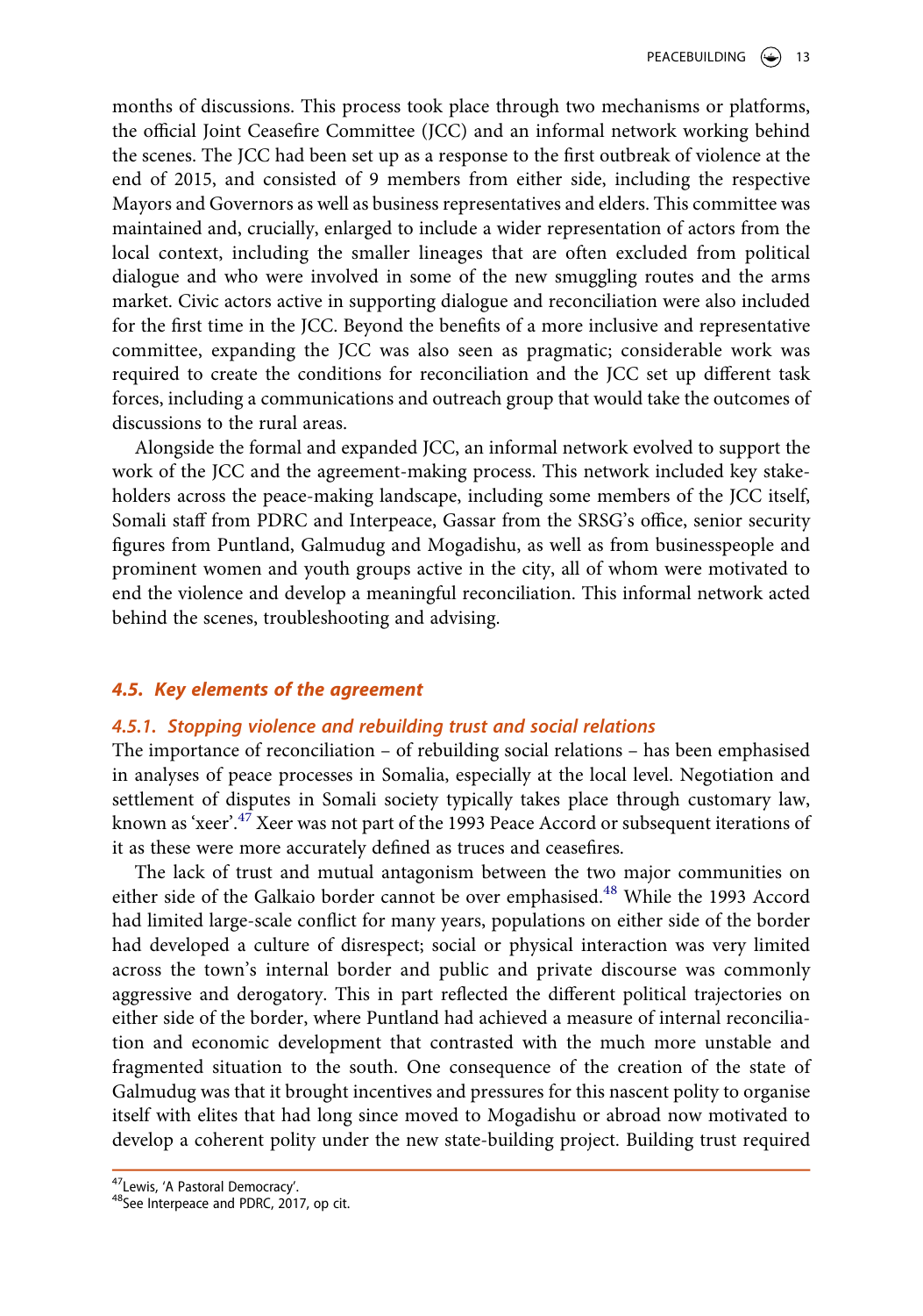months of discussions. This process took place through two mechanisms or platforms, the official Joint Ceasefire Committee (JCC) and an informal network working behind the scenes. The JCC had been set up as a response to the first outbreak of violence at the end of 2015, and consisted of 9 members from either side, including the respective Mayors and Governors as well as business representatives and elders. This committee was maintained and, crucially, enlarged to include a wider representation of actors from the local context, including the smaller lineages that are often excluded from political dialogue and who were involved in some of the new smuggling routes and the arms market. Civic actors active in supporting dialogue and reconciliation were also included for the first time in the JCC. Beyond the benefits of a more inclusive and representative committee, expanding the JCC was also seen as pragmatic; considerable work was required to create the conditions for reconciliation and the JCC set up different task forces, including a communications and outreach group that would take the outcomes of discussions to the rural areas.

Alongside the formal and expanded JCC, an informal network evolved to support the work of the JCC and the agreement-making process. This network included key stakeholders across the peace-making landscape, including some members of the JCC itself, Somali staff from PDRC and Interpeace, Gassar from the SRSG's office, senior security figures from Puntland, Galmudug and Mogadishu, as well as from businesspeople and prominent women and youth groups active in the city, all of whom were motivated to end the violence and develop a meaningful reconciliation. This informal network acted behind the scenes, troubleshooting and advising.

### 4.5. Key elements of the agreement

#### 4.5.1. Stopping violence and rebuilding trust and social relations

The importance of reconciliation – of rebuilding social relations – has been emphasised in analyses of peace processes in Somalia, especially at the local level. Negotiation and settlement of disputes in Somali society typically takes place through customary law, known as 'xeer'.[47] Xeer was not part of the 1993 Peace Accord or subsequent iterations of it as these were more accurately defined as truces and ceasefires.

The lack of trust and mutual antagonism between the two major communities on either side of the Galkaio border cannot be over emphasized.[48] While the 1993 Accord had limited large-scale conflict for many years, populations on either side of the border had developed a culture of disrespect; social or physical interaction was very limited across the town's internal border and public and private discourse was commonly aggressive and derogatory. This in part reflected the different political trajectories on either side of the border, where Puntland had achieved a measure of internal reconciliation and economic development that contrasted with the much more unstable and fragmented situation to the south. One consequence of the creation of the state of Galmudug was that it brought incentives and pressures for this nascent polity to organise itself with elites that had long since moved to Mogadishu or abroad now motivated to develop a coherent polity under the new state-building project. Building trust required

[47] Lewis, 'A Pastoral Democracy'.
[48] See Interpeace and PDRC, 2017, op cit.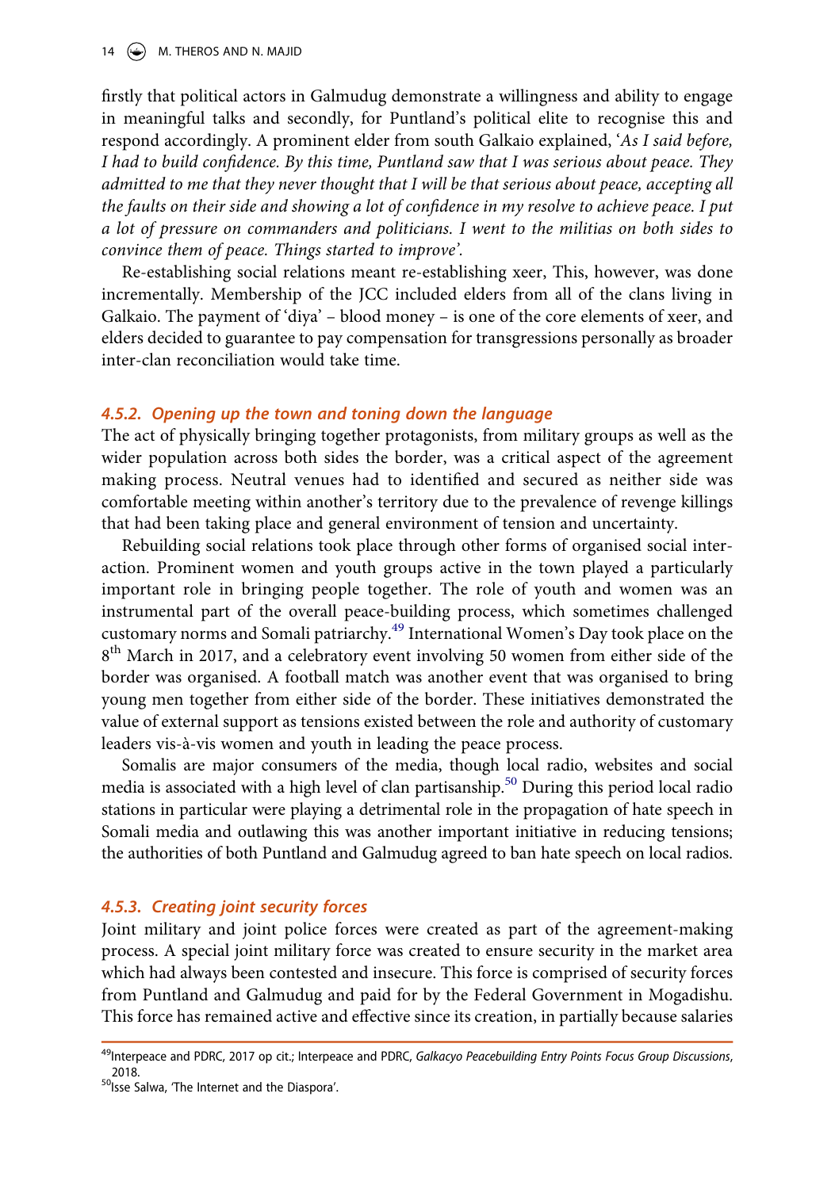firstly that political actors in Galmudug demonstrate a willingness and ability to engage in meaningful talks and secondly, for Puntland's political elite to recognise this and respond accordingly. A prominent elder from south Galkaio explained, '*As I said before, I had to build confidence. By this time, Puntland saw that I was serious about peace. They admitted to me that they never thought that I will be that serious about peace, accepting all the faults on their side and showing a lot of confidence in my resolve to achieve peace. I put a lot of pressure on commanders and politicians. I went to the militias on both sides to convince them of peace. Things started to improve*'.

Re-establishing social relations meant re-establishing xeer, This, however, was done incrementally. Membership of the JCC included elders from all of the clans living in Galkaio. The payment of 'diya' – blood money – is one of the core elements of xeer, and elders decided to guarantee to pay compensation for transgressions personally as broader inter-clan reconciliation would take time.

### 4.5.2. Opening up the town and toning down the language

The act of physically bringing together protagonists, from military groups as well as the wider population across both sides the border, was a critical aspect of the agreement making process. Neutral venues had to identified and secured as neither side was comfortable meeting within another's territory due to the prevalence of revenge killings that had been taking place and general environment of tension and uncertainty.

Rebuilding social relations took place through other forms of organised social interaction. Prominent women and youth groups active in the town played a particularly important role in bringing people together. The role of youth and women was an instrumental part of the overall peace-building process, which sometimes challenged customary norms and Somali patriarchy.[49] International Women's Day took place on the 8th March in 2017, and a celebratory event involving 50 women from either side of the border was organised. A football match was another event that was organised to bring young men together from either side of the border. These initiatives demonstrated the value of external support as tensions existed between the role and authority of customary leaders vis-à-vis women and youth in leading the peace process.

Somalis are major consumers of the media, though local radio, websites and social media is associated with a high level of clan partisanship.[50] During this period local radio stations in particular were playing a detrimental role in the propagation of hate speech in Somali media and outlawing this was another important initiative in reducing tensions; the authorities of both Puntland and Galmudug agreed to ban hate speech on local radios.

### 4.5.3. Creating joint security forces

Joint military and joint police forces were created as part of the agreement-making process. A special joint military force was created to ensure security in the market area which had always been contested and insecure. This force is comprised of security forces from Puntland and Galmudug and paid for by the Federal Government in Mogadishu. This force has remained active and effective since its creation, in partially because salaries

[49] Interpeace and PDRC, 2017 op cit.; Interpeace and PDRC, *Galkacyo Peacebuilding Entry Points Focus Group Discussions*, 2018.

[50] Isse Salwa, 'The Internet and the Diaspora'.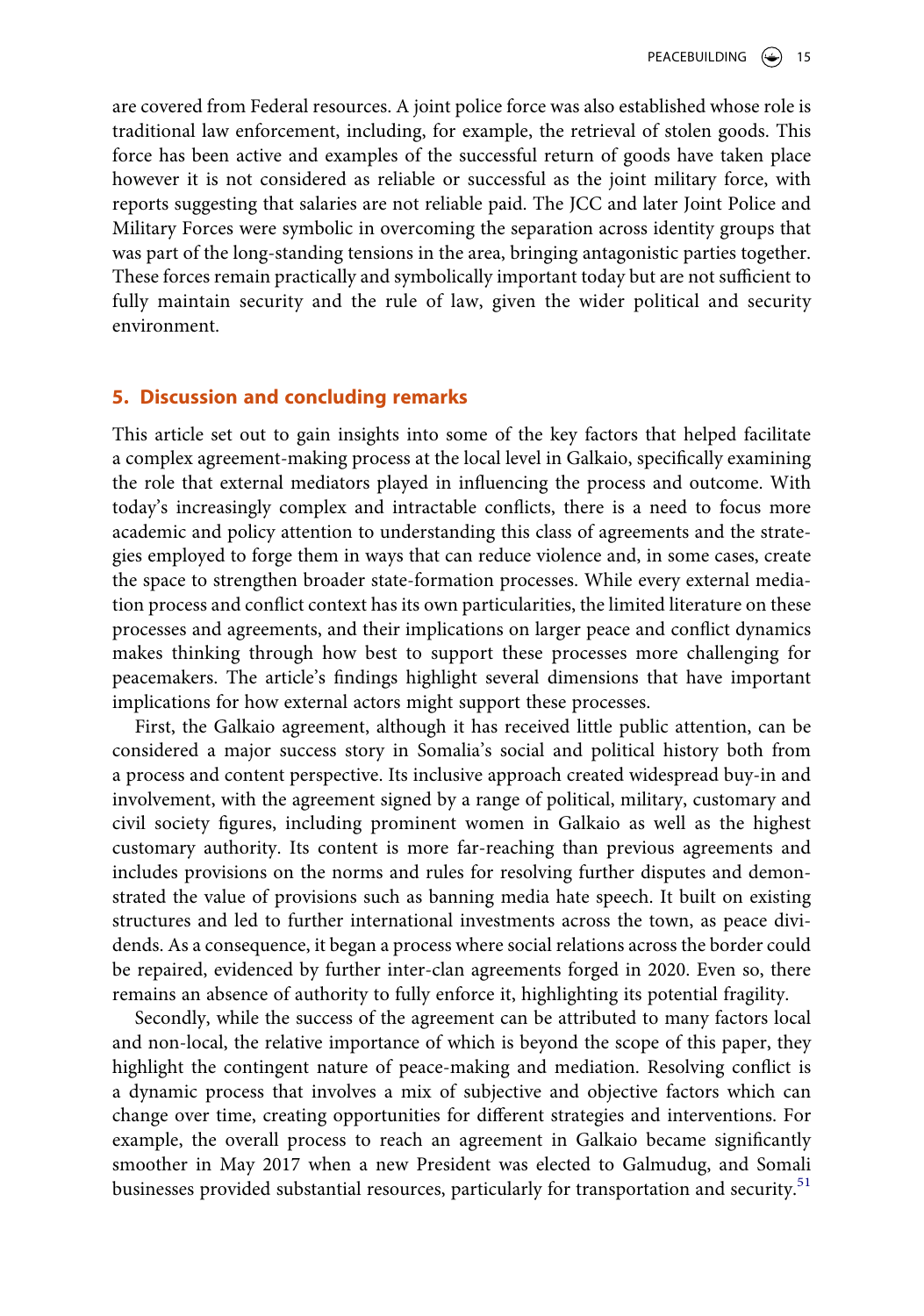are covered from Federal resources. A joint police force was also established whose role is traditional law enforcement, including, for example, the retrieval of stolen goods. This force has been active and examples of the successful return of goods have taken place however it is not considered as reliable or successful as the joint military force, with reports suggesting that salaries are not reliable paid. The JCC and later Joint Police and Military Forces were symbolic in overcoming the separation across identity groups that was part of the long-standing tensions in the area, bringing antagonistic parties together. These forces remain practically and symbolically important today but are not sufficient to fully maintain security and the rule of law, given the wider political and security environment.

## 5. Discussion and concluding remarks

This article set out to gain insights into some of the key factors that helped facilitate a complex agreement-making process at the local level in Galkaio, specifically examining the role that external mediators played in influencing the process and outcome. With today's increasingly complex and intractable conflicts, there is a need to focus more academic and policy attention to understanding this class of agreements and the strategies employed to forge them in ways that can reduce violence and, in some cases, create the space to strengthen broader state-formation processes. While every external mediation process and conflict context has its own particularities, the limited literature on these processes and agreements, and their implications on larger peace and conflict dynamics makes thinking through how best to support these processes more challenging for peacemakers. The article's findings highlight several dimensions that have important implications for how external actors might support these processes.

First, the Galkaio agreement, although it has received little public attention, can be considered a major success story in Somalia's social and political history both from a process and content perspective. Its inclusive approach created widespread buy-in and involvement, with the agreement signed by a range of political, military, customary and civil society figures, including prominent women in Galkaio as well as the highest customary authority. Its content is more far-reaching than previous agreements and includes provisions on the norms and rules for resolving further disputes and demonstrated the value of provisions such as banning media hate speech. It built on existing structures and led to further international investments across the town, as peace dividends. As a consequence, it began a process where social relations across the border could be repaired, evidenced by further inter-clan agreements forged in 2020. Even so, there remains an absence of authority to fully enforce it, highlighting its potential fragility.

Secondly, while the success of the agreement can be attributed to many factors local and non-local, the relative importance of which is beyond the scope of this paper, they highlight the contingent nature of peace-making and mediation. Resolving conflict is a dynamic process that involves a mix of subjective and objective factors which can change over time, creating opportunities for different strategies and interventions. For example, the overall process to reach an agreement in Galkaio became significantly smoother in May 2017 when a new President was elected to Galmudug, and Somali businesses provided substantial resources, particularly for transportation and security.[51]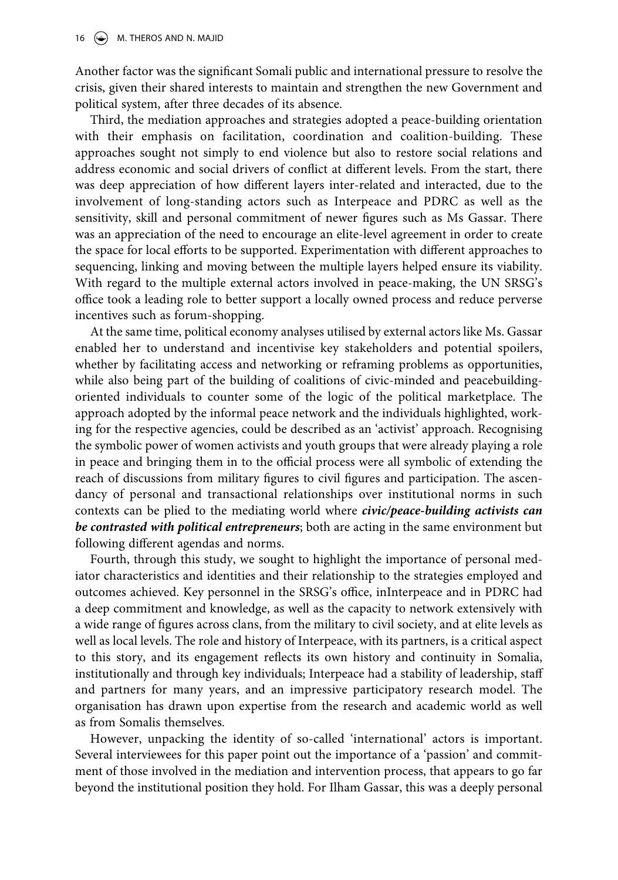Another factor was the significant Somali public and international pressure to resolve the crisis, given their shared interests to maintain and strengthen the new Government and political system, after three decades of its absence.

Third, the mediation approaches and strategies adopted a peace-building orientation with their emphasis on facilitation, coordination and coalition-building. These approaches sought not simply to end violence but also to restore social relations and address economic and social drivers of conflict at different levels. From the start, there was deep appreciation of how different layers inter-related and interacted, due to the involvement of long-standing actors such as Interpeace and PDRC as well as the sensitivity, skill and personal commitment of newer figures such as Ms Gassar. There was an appreciation of the need to encourage an elite-level agreement in order to create the space for local efforts to be supported. Experimentation with different approaches to sequencing, linking and moving between the multiple layers helped ensure its viability. With regard to the multiple external actors involved in peace-making, the UN SRSG's office took a leading role to better support a locally owned process and reduce perverse incentives such as forum-shopping.

At the same time, political economy analyses utilised by external actors like Ms. Gassar enabled her to understand and incentivise key stakeholders and potential spoilers, whether by facilitating access and networking or reframing problems as opportunities, while also being part of the building of coalitions of civic-minded and peacebuilding-oriented individuals to counter some of the logic of the political marketplace. The approach adopted by the informal peace network and the individuals highlighted, working for the respective agencies, could be described as an 'activist' approach. Recognising the symbolic power of women activists and youth groups that were already playing a role in peace and bringing them in to the official process were all symbolic of extending the reach of discussions from military figures to civil figures and participation. The ascendancy of personal and transactional relationships over institutional norms in such contexts can be plied to the mediating world where ***civic/peace-building activists can be contrasted with political entrepreneurs***; both are acting in the same environment but following different agendas and norms.

Fourth, through this study, we sought to highlight the importance of personal mediator characteristics and identities and their relationship to the strategies employed and outcomes achieved. Key personnel in the SRSG's office, inInterpeace and in PDRC had a deep commitment and knowledge, as well as the capacity to network extensively with a wide range of figures across clans, from the military to civil society, and at elite levels as well as local levels. The role and history of Interpeace, with its partners, is a critical aspect to this story, and its engagement reflects its own history and continuity in Somalia, institutionally and through key individuals; Interpeace had a stability of leadership, staff and partners for many years, and an impressive participatory research model. The organisation has drawn upon expertise from the research and academic world as well as from Somalis themselves.

However, unpacking the identity of so-called 'international' actors is important. Several interviewees for this paper point out the importance of a 'passion' and commitment of those involved in the mediation and intervention process, that appears to go far beyond the institutional position they hold. For Ilham Gassar, this was a deeply personal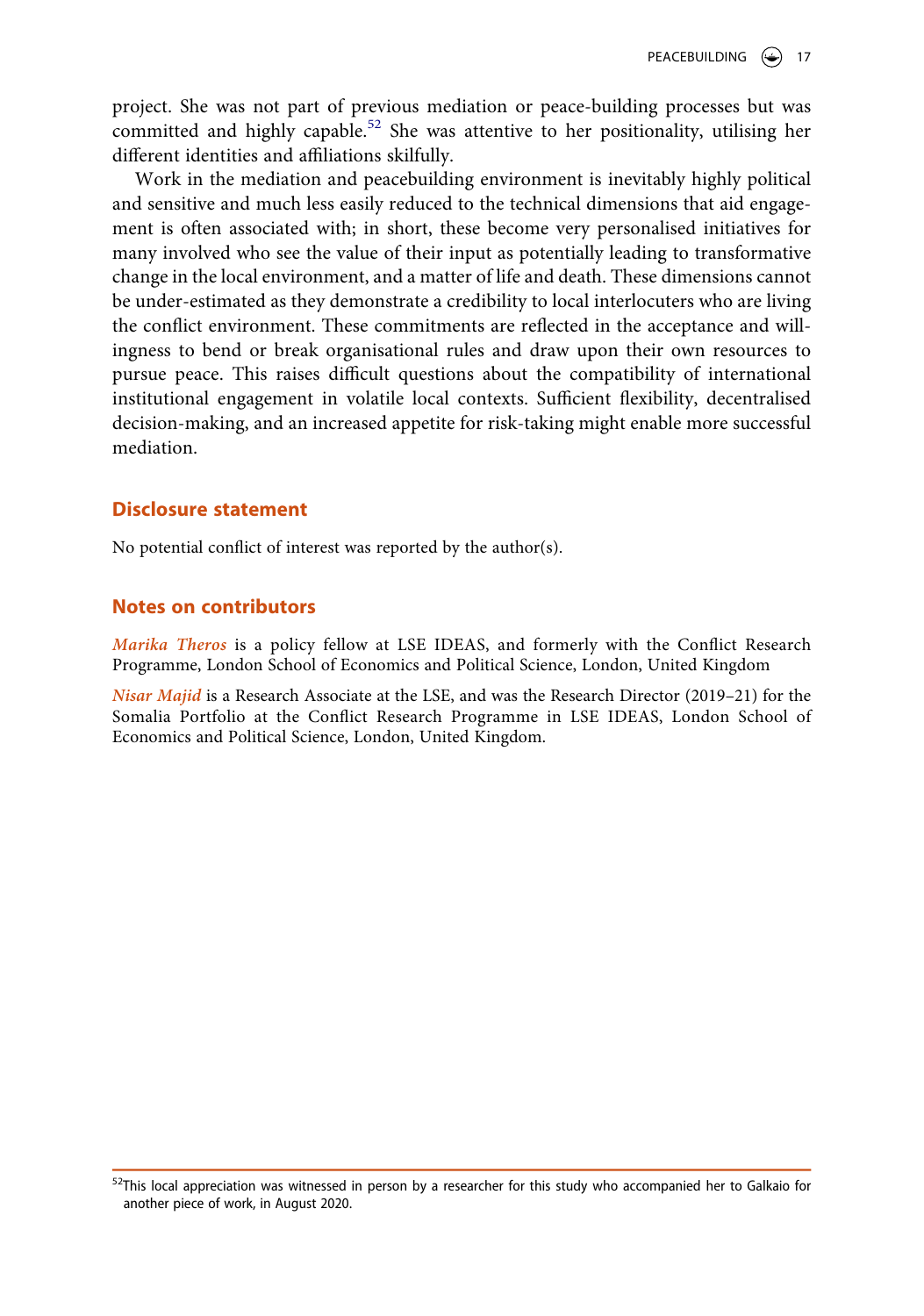project. She was not part of previous mediation or peace-building processes but was committed and highly capable.[52] She was attentive to her positionality, utilising her different identities and affiliations skilfully.

Work in the mediation and peacebuilding environment is inevitably highly political and sensitive and much less easily reduced to the technical dimensions that aid engagement is often associated with; in short, these become very personalised initiatives for many involved who see the value of their input as potentially leading to transformative change in the local environment, and a matter of life and death. These dimensions cannot be under-estimated as they demonstrate a credibility to local interlocuters who are living the conflict environment. These commitments are reflected in the acceptance and willingness to bend or break organisational rules and draw upon their own resources to pursue peace. This raises difficult questions about the compatibility of international institutional engagement in volatile local contexts. Sufficient flexibility, decentralised decision-making, and an increased appetite for risk-taking might enable more successful mediation.

## Disclosure statement

No potential conflict of interest was reported by the author(s).

## Notes on contributors

*Marika Theros* is a policy fellow at LSE IDEAS, and formerly with the Conflict Research Programme, London School of Economics and Political Science, London, United Kingdom

*Nisar Majid* is a Research Associate at the LSE, and was the Research Director (2019–21) for the Somalia Portfolio at the Conflict Research Programme in LSE IDEAS, London School of Economics and Political Science, London, United Kingdom.

[52] This local appreciation was witnessed in person by a researcher for this study who accompanied her to Galkaio for another piece of work, in August 2020.